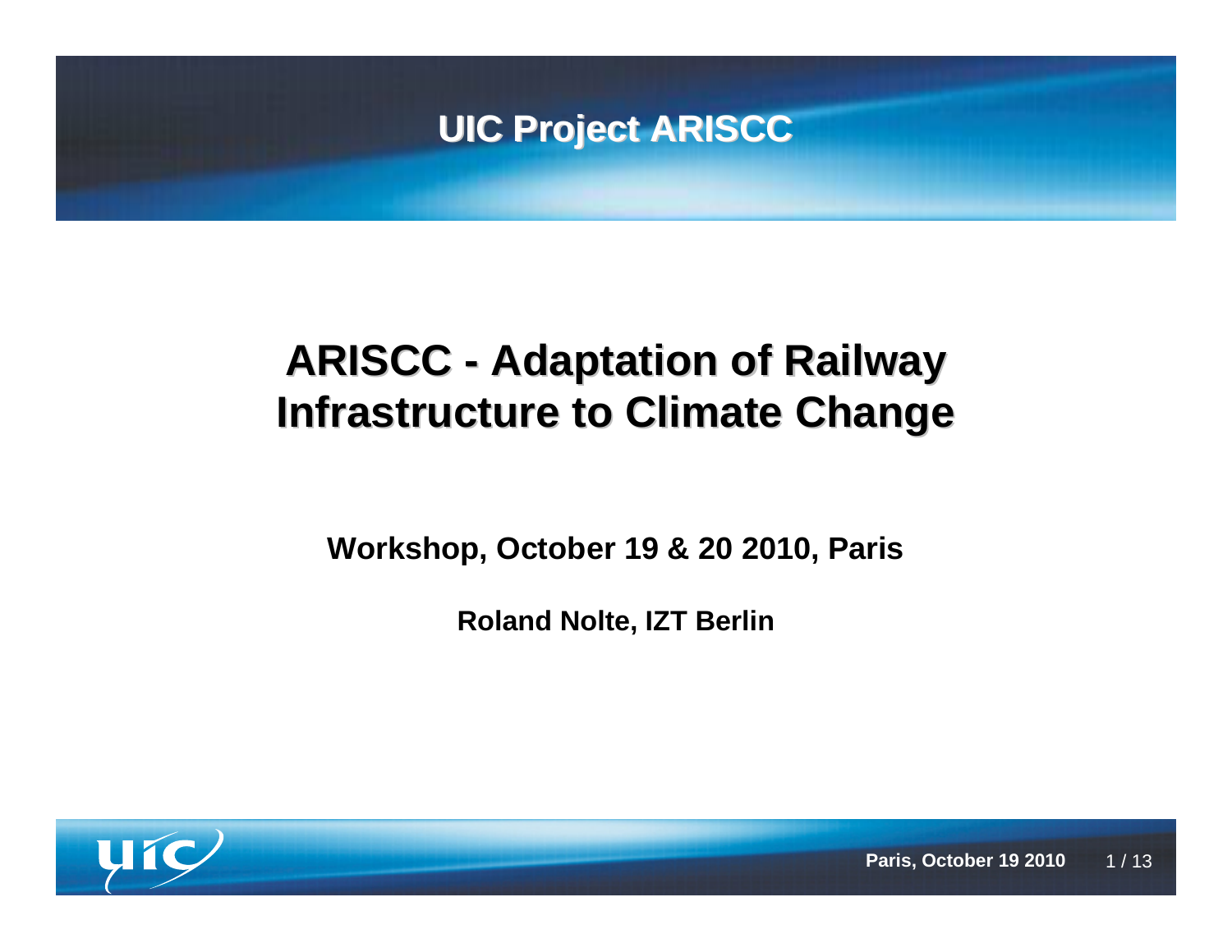UIC Project ARISCC

# ARISCC - Adaptation of Railway Infrastructure to Climate Change

**Workshop, October 19 & 20 2010, Paris**

**Roland Nolte, IZT Berlin**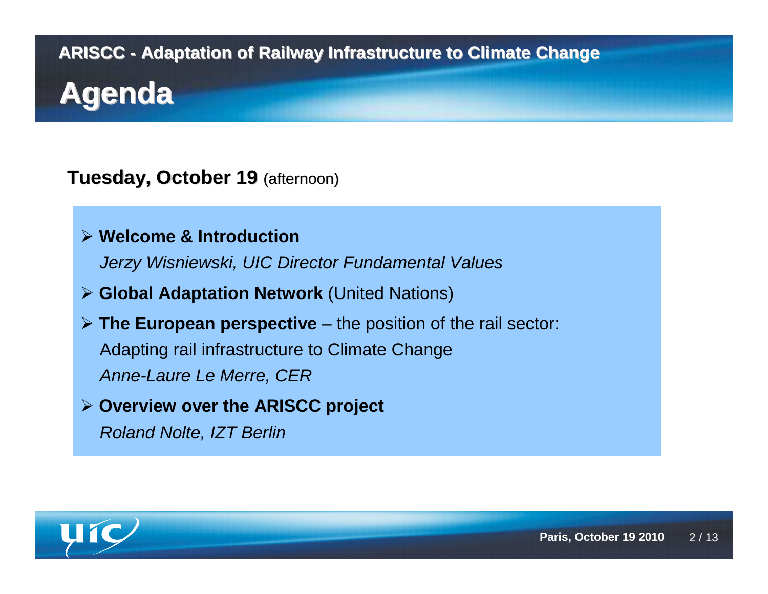ARISCC - Adaptation of Railway Infrastructure to Climate Change

# Agenda

**Tuesday, October 19** (afternoon)

- **Welcome & Introduction**
  *Jerzy Wisniewski, UIC Director Fundamental Values*
- **Global Adaptation Network** (United Nations)
- **The European perspective** – the position of the rail sector:
  Adapting rail infrastructure to Climate Change
  *Anne-Laure Le Merre, CER*
- **Overview over the ARISCC project**
  *Roland Nolte, IZT Berlin*

Paris, October 19 2010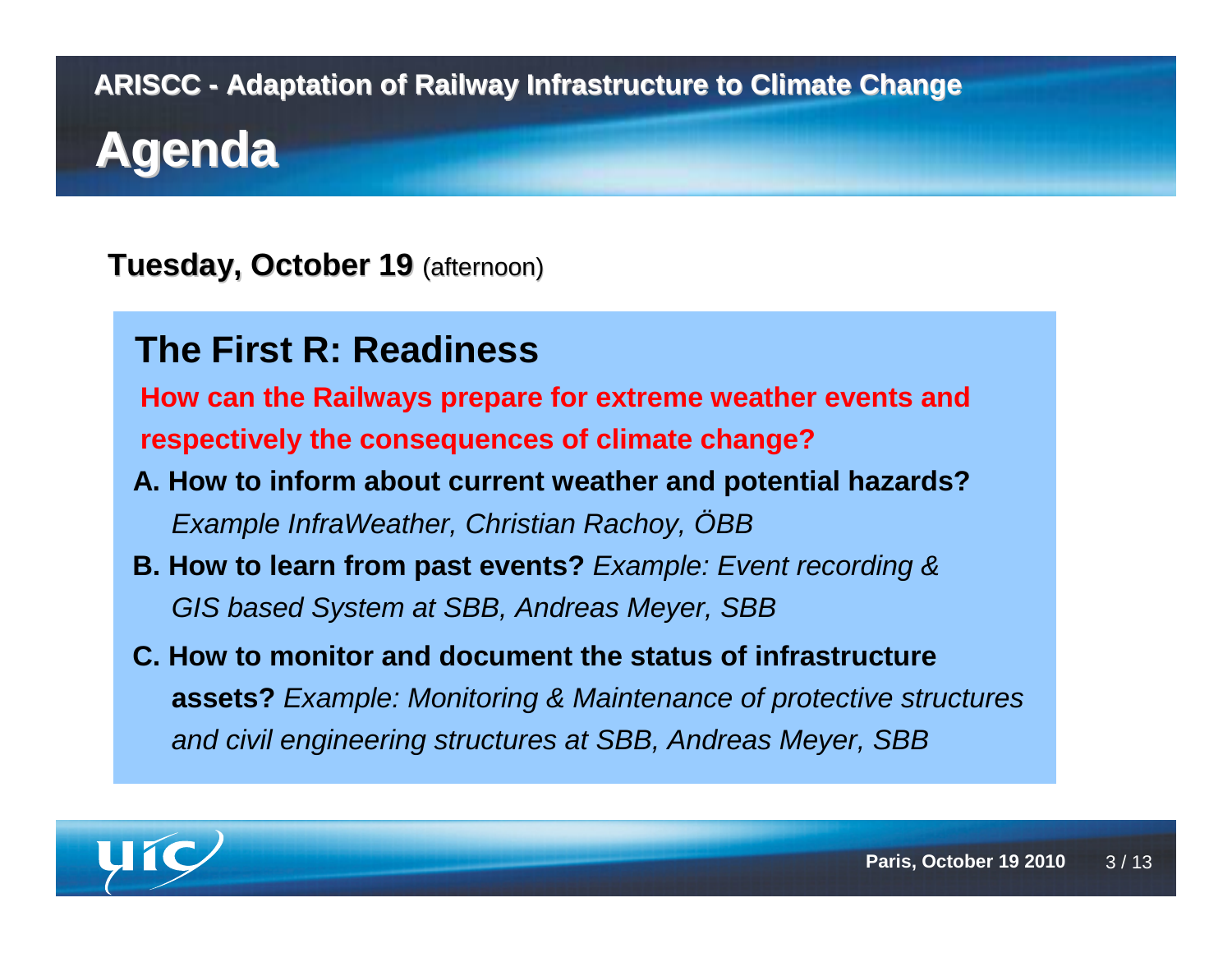# Agenda

**Tuesday, October 19** (afternoon)

## The First R: Readiness

**How can the Railways prepare for extreme weather events and respectively the consequences of climate change?**

**A. How to inform about current weather and potential hazards?**
*Example InfraWeather, Christian Rachoy, ÖBB*

**B. How to learn from past events?** *Example: Event recording & GIS based System at SBB, Andreas Meyer, SBB*

**C. How to monitor and document the status of infrastructure assets?** *Example: Monitoring & Maintenance of protective structures and civil engineering structures at SBB, Andreas Meyer, SBB*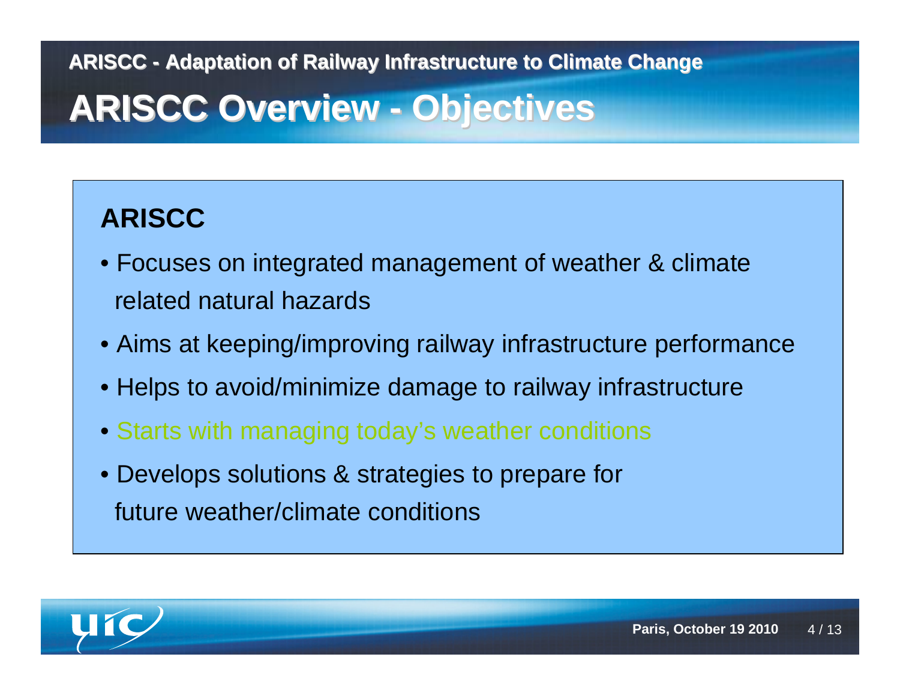ARISCC - Adaptation of Railway Infrastructure to Climate Change

# ARISCC Overview - Objectives

## ARISCC

- Focuses on integrated management of weather & climate related natural hazards
- Aims at keeping/improving railway infrastructure performance
- Helps to avoid/minimize damage to railway infrastructure
- Starts with managing today's weather conditions
- Develops solutions & strategies to prepare for future weather/climate conditions

Paris, October 19 2010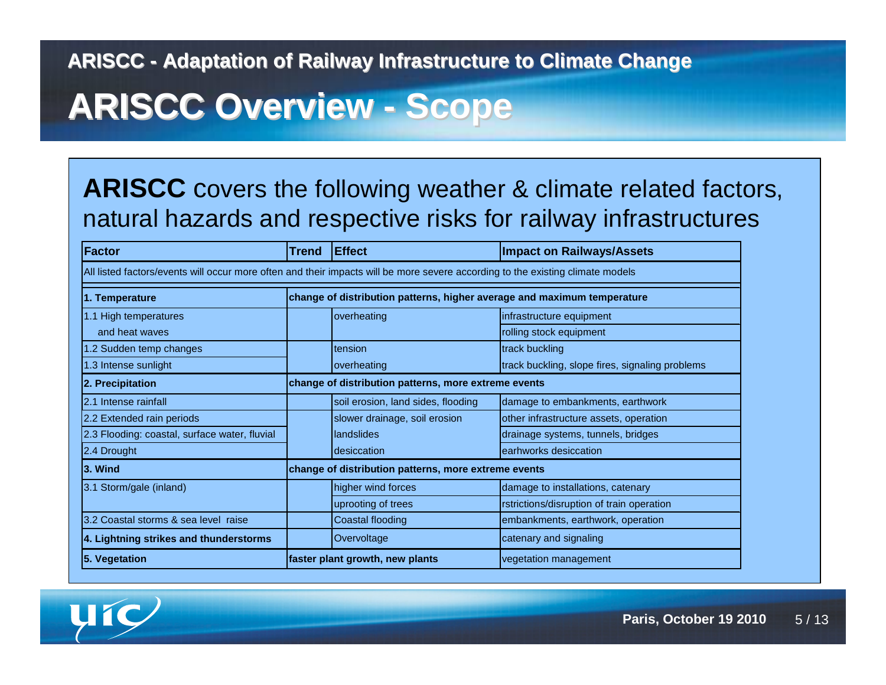# ARISCC Overview - Scope

**ARISCC** covers the following weather & climate related factors, natural hazards and respective risks for railway infrastructures

| Factor | Trend | Effect | Impact on Railways/Assets |
|---|---|---|---|
| All listed factors/events will occur more often and their impacts will be more severe according to the existing climate models | | | |
| **1. Temperature** | **change of distribution patterns, higher average and maximum temperature** | | |
| 1.1 High temperatures and heat waves | | overheating | infrastructure equipment |
| | | | rolling stock equipment |
| 1.2 Sudden temp changes | | tension | track buckling |
| 1.3 Intense sunlight | | overheating | track buckling, slope fires, signaling problems |
| **2. Precipitation** | **change of distribution patterns, more extreme events** | | |
| 2.1 Intense rainfall | | soil erosion, land sides, flooding | damage to embankments, earthwork |
| 2.2 Extended rain periods | | slower drainage, soil erosion | other infrastructure assets, operation |
| 2.3 Flooding: coastal, surface water, fluvial | | landslides | drainage systems, tunnels, bridges |
| 2.4 Drought | | desiccation | earhworks desiccation |
| **3. Wind** | **change of distribution patterns, more extreme events** | | |
| 3.1 Storm/gale (inland) | | higher wind forces | damage to installations, catenary |
| | | uprooting of trees | rstrictions/disruption of train operation |
| 3.2 Coastal storms & sea level raise | | Coastal flooding | embankments, earthwork, operation |
| **4. Lightning strikes and thunderstorms** | | Overvoltage | catenary and signaling |
| **5. Vegetation** | **faster plant growth, new plants** | | vegetation management |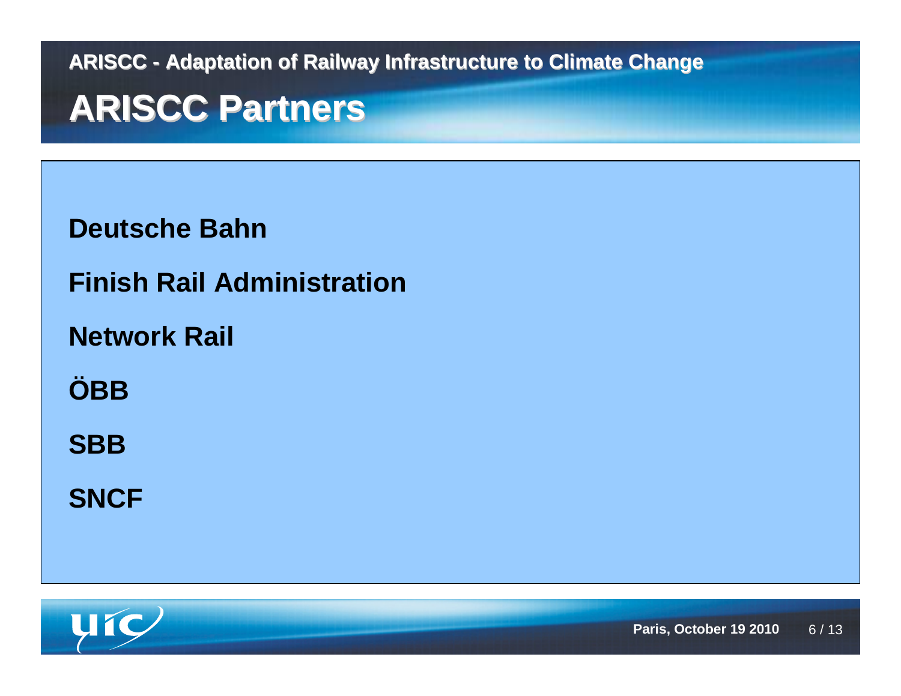## ARISCC Partners

**Deutsche Bahn**

**Finish Rail Administration**

**Network Rail**

**ÖBB**

**SBB**

**SNCF**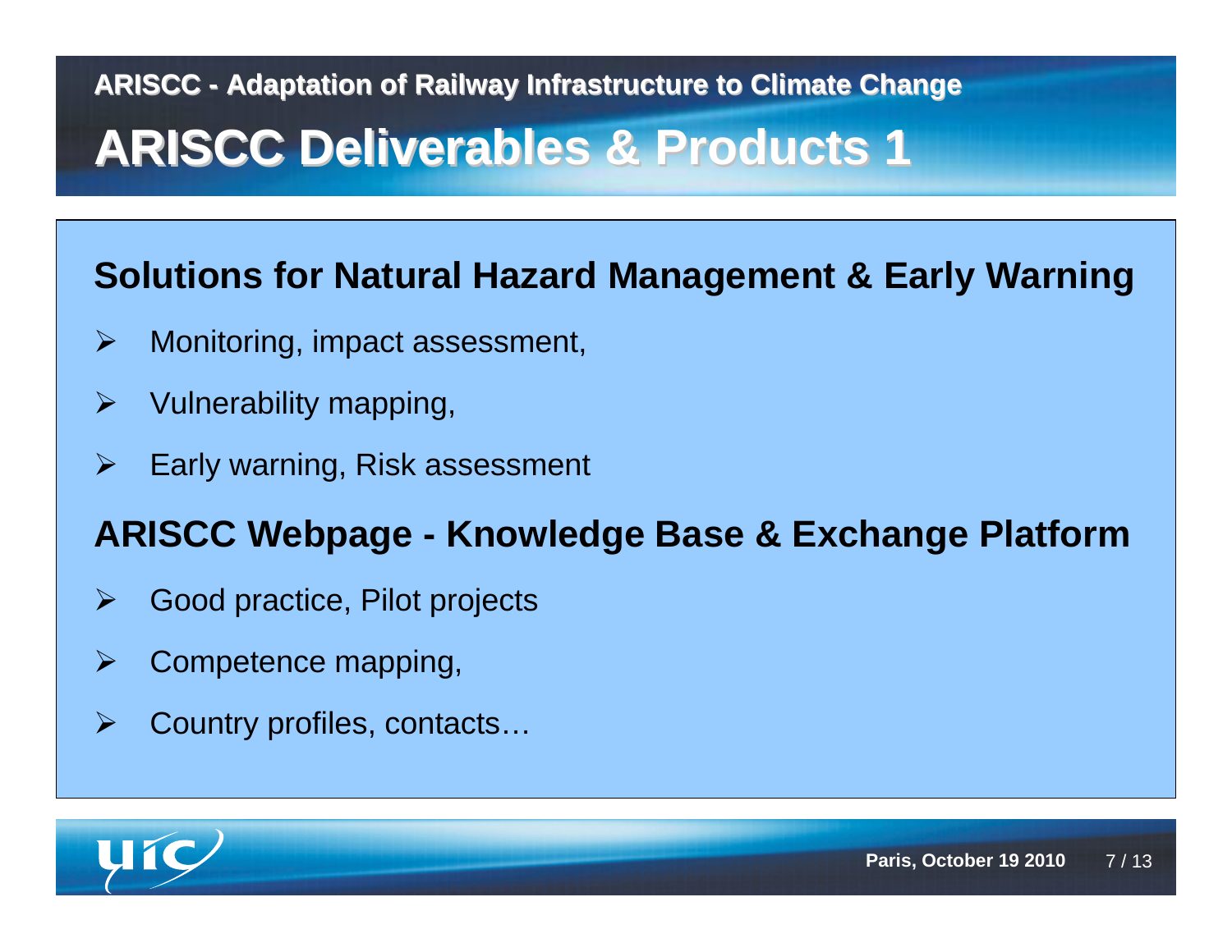ARISCC - Adaptation of Railway Infrastructure to Climate Change

# ARISCC Deliverables & Products 1

## Solutions for Natural Hazard Management & Early Warning

- Monitoring, impact assessment,
- Vulnerability mapping,
- Early warning, Risk assessment

## ARISCC Webpage - Knowledge Base & Exchange Platform

- Good practice, Pilot projects
- Competence mapping,
- Country profiles, contacts…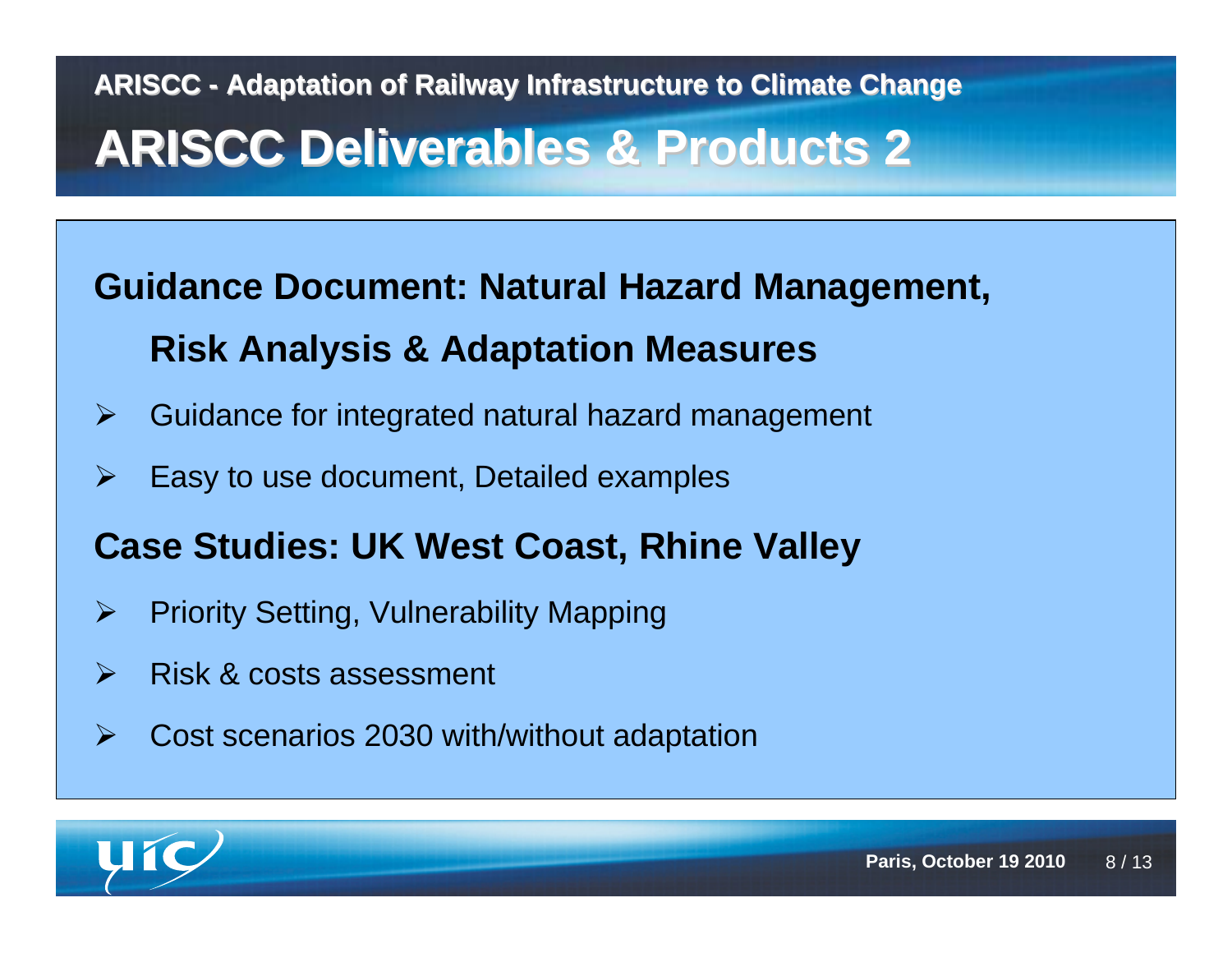ARISCC - Adaptation of Railway Infrastructure to Climate Change

# ARISCC Deliverables & Products 2

**Guidance Document: Natural Hazard Management, Risk Analysis & Adaptation Measures**

- Guidance for integrated natural hazard management
- Easy to use document, Detailed examples

**Case Studies: UK West Coast, Rhine Valley**

- Priority Setting, Vulnerability Mapping
- Risk & costs assessment
- Cost scenarios 2030 with/without adaptation

Paris, October 19 2010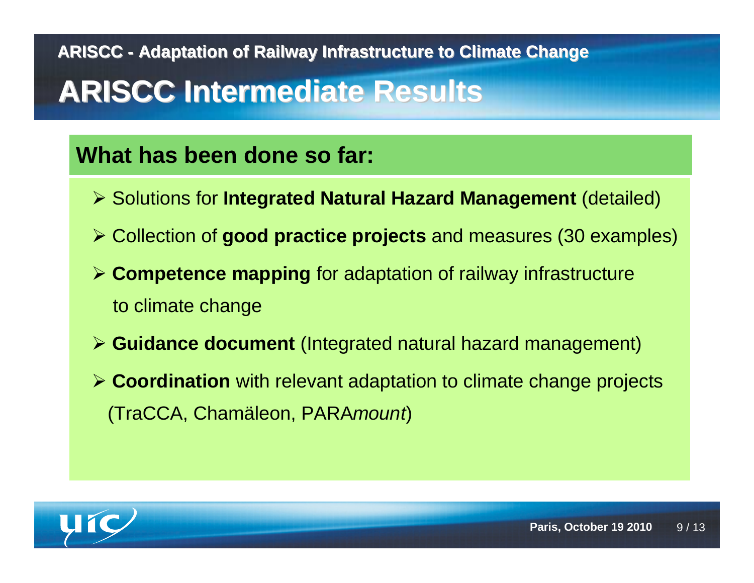ARISCC - Adaptation of Railway Infrastructure to Climate Change

# ARISCC Intermediate Results

## What has been done so far:

- Solutions for **Integrated Natural Hazard Management** (detailed)
- Collection of **good practice projects** and measures (30 examples)
- **Competence mapping** for adaptation of railway infrastructure to climate change
- **Guidance document** (Integrated natural hazard management)
- **Coordination** with relevant adaptation to climate change projects (TraCCA, Chamäleon, PARA*mount*)

Paris, October 19 2010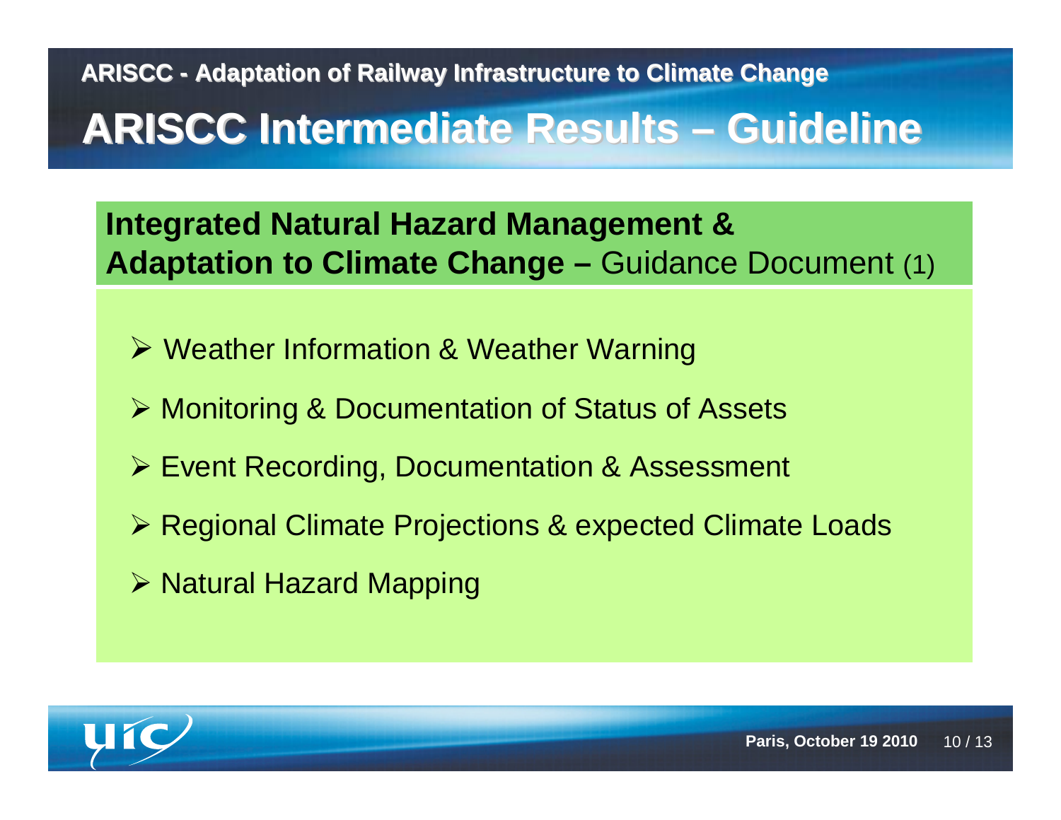# ARISCC Intermediate Results – Guideline

## **Integrated Natural Hazard Management & Adaptation to Climate Change –** Guidance Document (1)

- Weather Information & Weather Warning
- Monitoring & Documentation of Status of Assets
- Event Recording, Documentation & Assessment
- Regional Climate Projections & expected Climate Loads
- Natural Hazard Mapping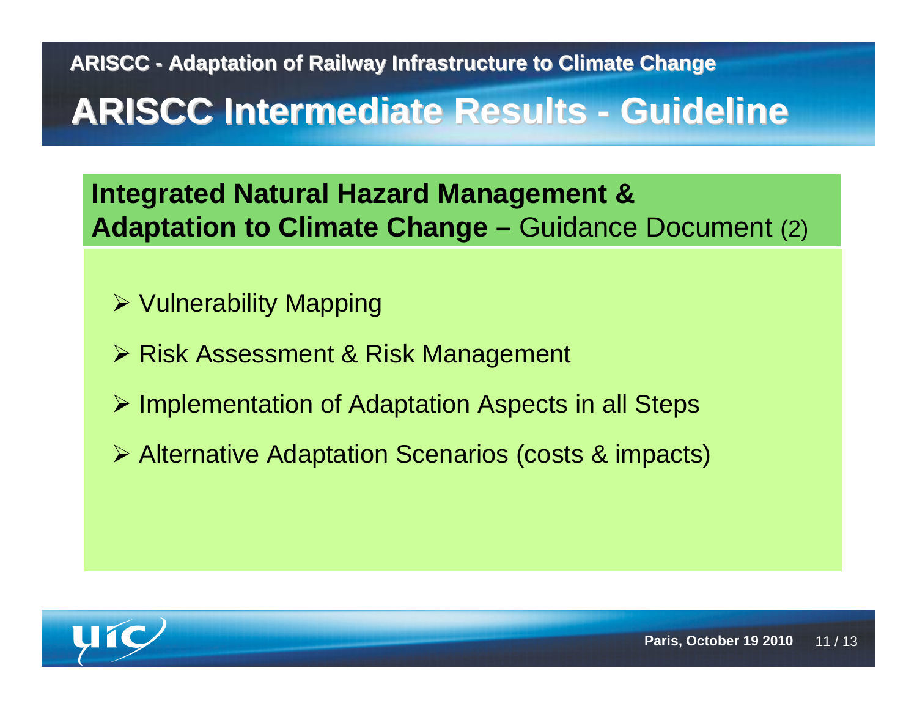ARISCC - Adaptation of Railway Infrastructure to Climate Change

# ARISCC Intermediate Results - Guideline

## **Integrated Natural Hazard Management & Adaptation to Climate Change –** Guidance Document (2)

- Vulnerability Mapping
- Risk Assessment & Risk Management
- Implementation of Adaptation Aspects in all Steps
- Alternative Adaptation Scenarios (costs & impacts)

Paris, October 19 2010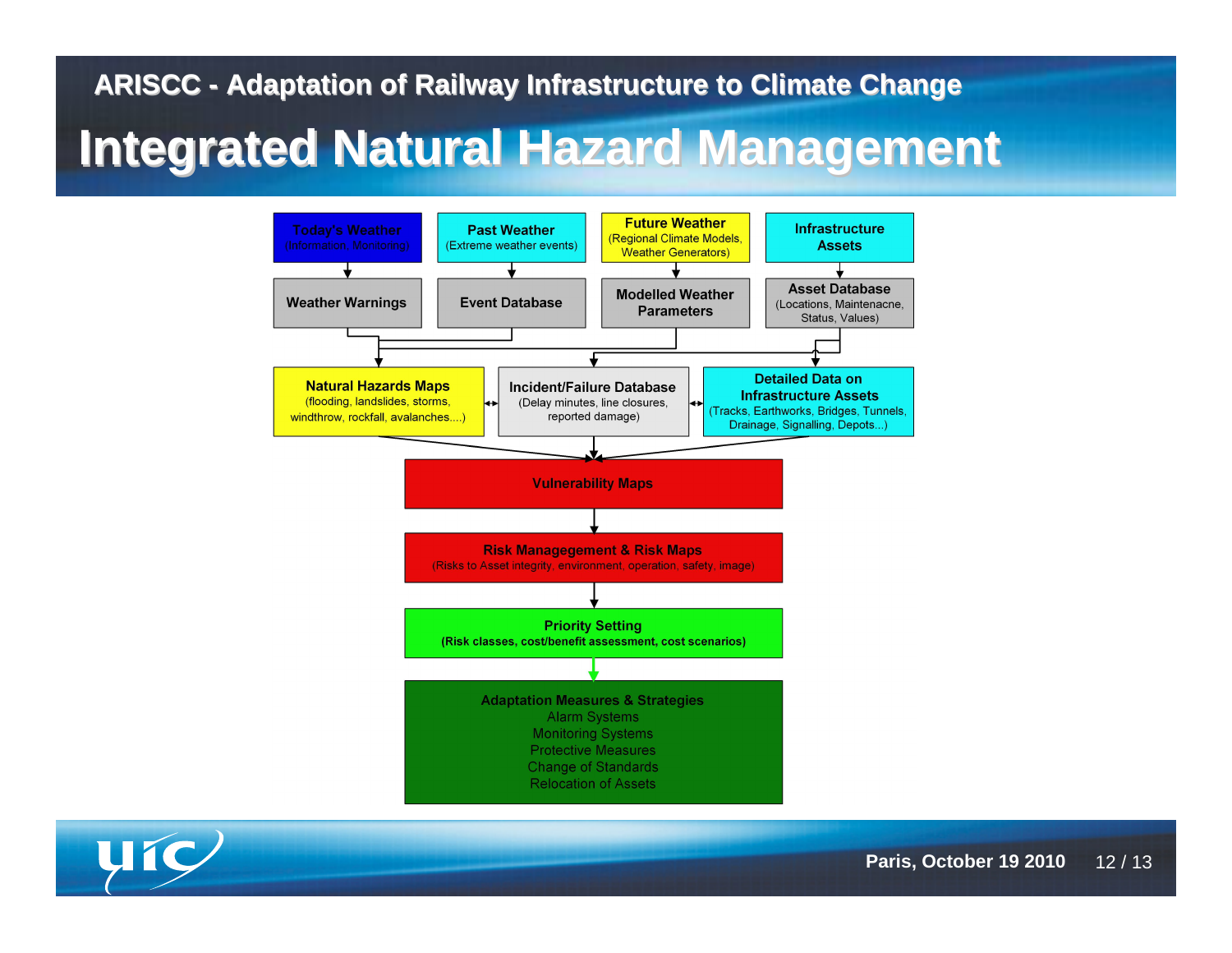ARISCC - Adaptation of Railway Infrastructure to Climate Change

# Integrated Natural Hazard Management

**Today's Weather**
(Information, Monitoring)

**Past Weather**
(Extreme weather events)

**Future Weather**
(Regional Climate Models, Weather Generators)

**Infrastructure Assets**

**Weather Warnings**

**Event Database**

**Modelled Weather Parameters**

**Asset Database**
(Locations, Maintenacne, Status, Values)

**Natural Hazards Maps**
(flooding, landslides, storms, windthrow, rockfall, avalanches....)

**Incident/Failure Database**
(Delay minutes, line closures, reported damage)

**Detailed Data on Infrastructure Assets**
(Tracks, Earthworks, Bridges, Tunnels, Drainage, Signalling, Depots...)

**Vulnerability Maps**

**Risk Managegement & Risk Maps**
(Risks to Asset integrity, environment, operation, safety, image)

**Priority Setting**
**(Risk classes, cost/benefit assessment, cost scenarios)**

**Adaptation Measures & Strategies**
- Alarm Systems
- Monitoring Systems
- Protective Measures
- Change of Standards
- Relocation of Assets

Paris, October 19 2010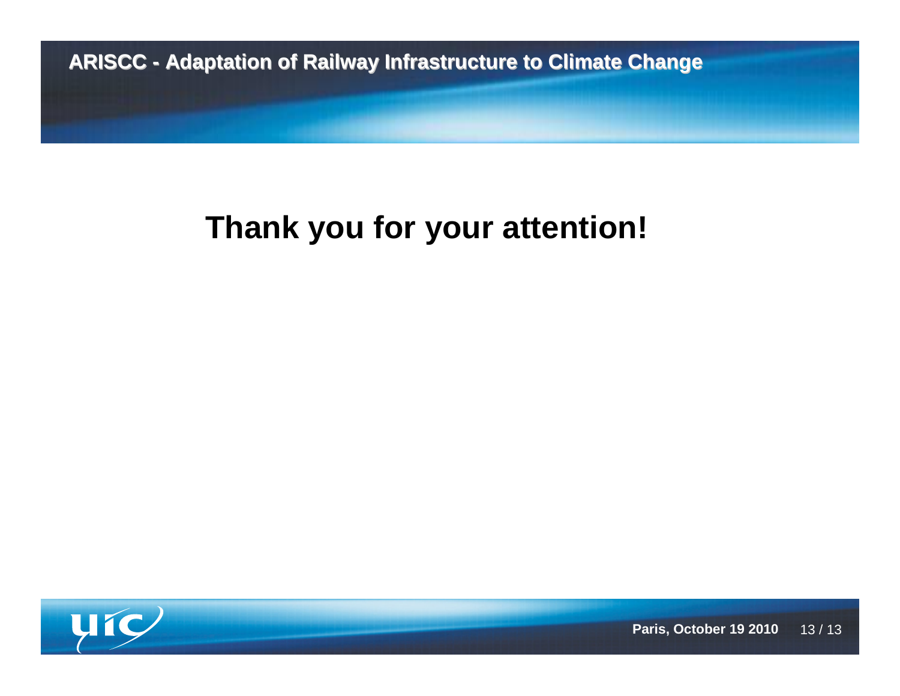# Thank you for your attention!